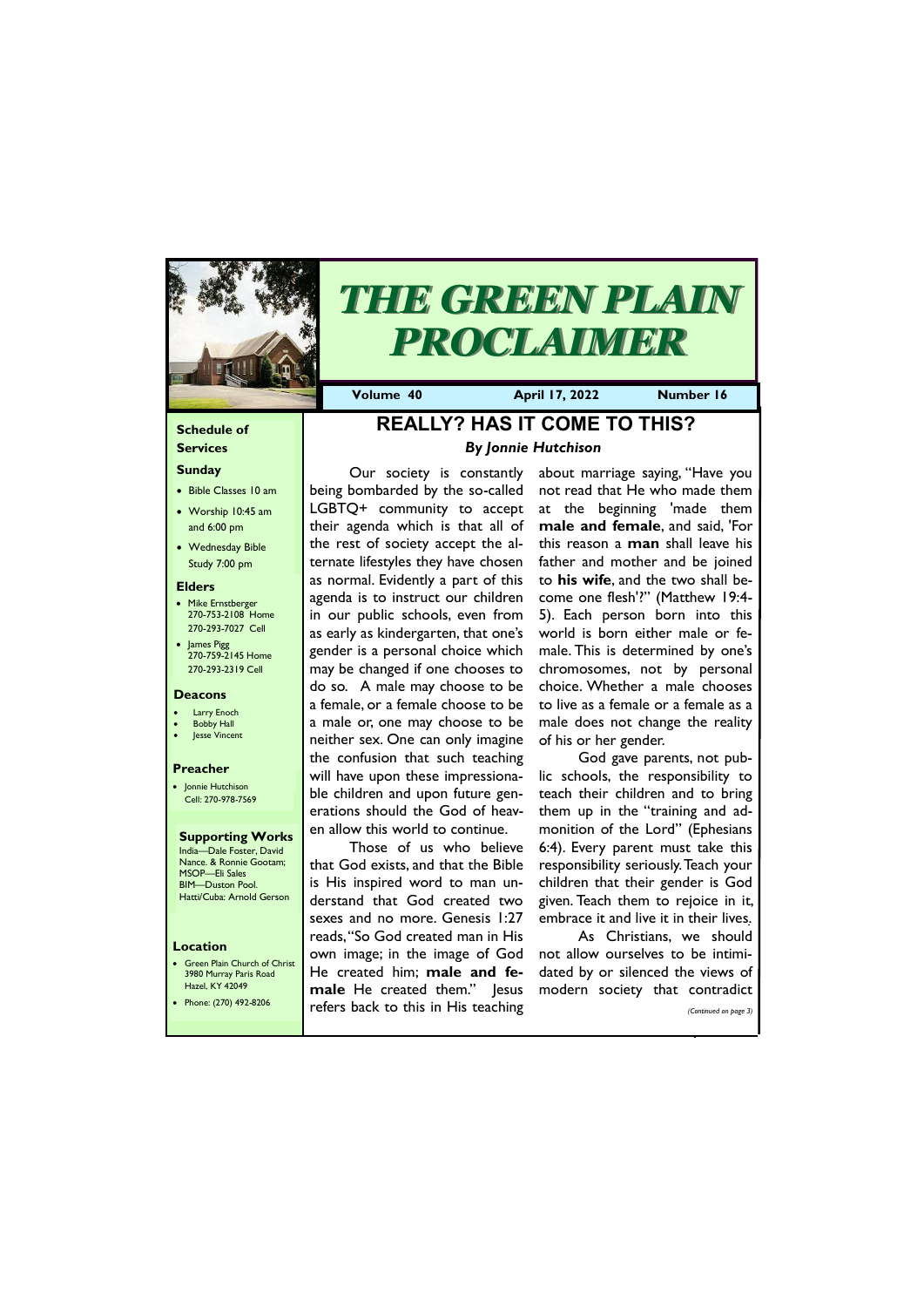# THE GREEN PLAIN PROCLAIMER

**Volume 40** **April 17, 2022** **Number 16**

### Schedule of Services

**Sunday**

- Bible Classes 10 am
- Worship 10:45 am and 6:00 pm
- Wednesday Bible Study 7:00 pm

**Elders**

- Mike Ernstberger 270-753-2108 Home 270-293-7027 Cell
- James Pigg 270-759-2145 Home 270-293-2319 Cell

**Deacons**

- Larry Enoch
- Bobby Hall
- Jesse Vincent

**Preacher**

- Jonnie Hutchison Cell: 270-978-7569

**Supporting Works**

India—Dale Foster, David Nance. & Ronnie Gootam; MSOP—Eli Sales BIM—Duston Pool. Hatti/Cuba: Arnold Gerson

**Location**

- Green Plain Church of Christ 3980 Murray Paris Road Hazel, KY 42049
- Phone: (270) 492-8206

## REALLY? HAS IT COME TO THIS?

***By Jonnie Hutchison***

Our society is constantly being bombarded by the so-called LGBTQ+ community to accept their agenda which is that all of the rest of society accept the alternate lifestyles they have chosen as normal. Evidently a part of this agenda is to instruct our children in our public schools, even from as early as kindergarten, that one's gender is a personal choice which may be changed if one chooses to do so. A male may choose to be a female, or a female choose to be a male or, one may choose to be neither sex. One can only imagine the confusion that such teaching will have upon these impressionable children and upon future generations should the God of heaven allow this world to continue.

Those of us who believe that God exists, and that the Bible is His inspired word to man understand that God created two sexes and no more. Genesis 1:27 reads, "So God created man in His own image; in the image of God He created him; **male and female** He created them." Jesus refers back to this in His teaching about marriage saying, "Have you not read that He who made them at the beginning 'made them **male and female**, and said, 'For this reason a **man** shall leave his father and mother and be joined to **his wife**, and the two shall become one flesh'?" (Matthew 19:4-5). Each person born into this world is born either male or female. This is determined by one's chromosomes, not by personal choice. Whether a male chooses to live as a female or a female as a male does not change the reality of his or her gender.

God gave parents, not public schools, the responsibility to teach their children and to bring them up in the "training and admonition of the Lord" (Ephesians 6:4). Every parent must take this responsibility seriously. Teach your children that their gender is God given. Teach them to rejoice in it, embrace it and live it in their lives.

As Christians, we should not allow ourselves to be intimidated by or silenced the views of modern society that contradict

*(Continued on page 3)*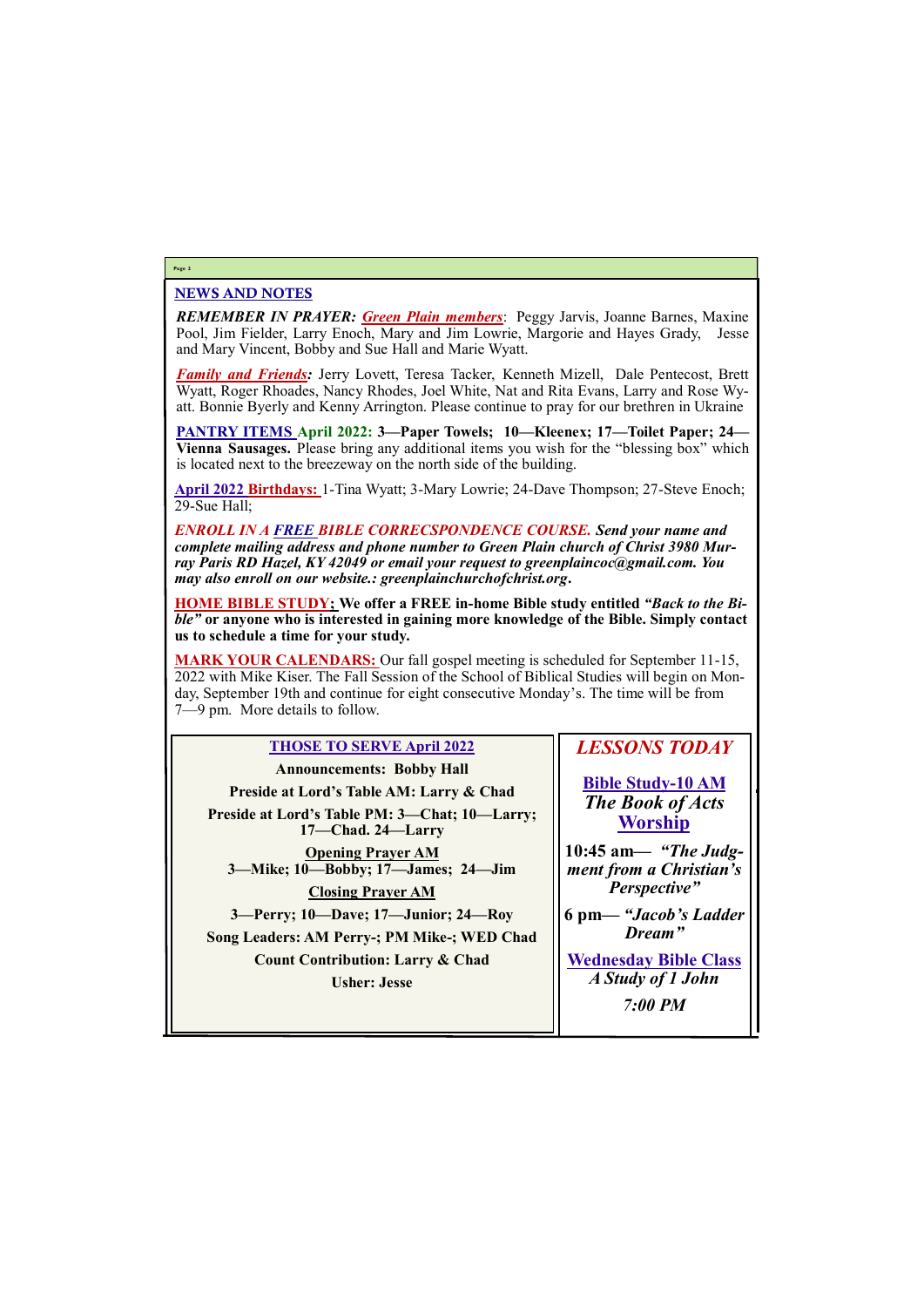## NEWS AND NOTES

***REMEMBER IN PRAYER:*** ***Green Plain members***: Peggy Jarvis, Joanne Barnes, Maxine Pool, Jim Fielder, Larry Enoch, Mary and Jim Lowrie, Margorie and Hayes Grady, Jesse and Mary Vincent, Bobby and Sue Hall and Marie Wyatt.

***Family and Friends:*** Jerry Lovett, Teresa Tacker, Kenneth Mizell, Dale Pentecost, Brett Wyatt, Roger Rhoades, Nancy Rhodes, Joel White, Nat and Rita Evans, Larry and Rose Wyatt. Bonnie Byerly and Kenny Arrington. Please continue to pray for our brethren in Ukraine

**PANTRY ITEMS April 2022: 3—Paper Towels; 10—Kleenex; 17—Toilet Paper; 24—Vienna Sausages.** Please bring any additional items you wish for the "blessing box" which is located next to the breezeway on the north side of the building.

**April 2022 Birthdays:** 1-Tina Wyatt; 3-Mary Lowrie; 24-Dave Thompson; 27-Steve Enoch; 29-Sue Hall;

***ENROLL IN A FREE BIBLE CORRECSPONDENCE COURSE. Send your name and complete mailing address and phone number to Green Plain church of Christ 3980 Murray Paris RD Hazel, KY 42049 or email your request to greenplaincoc@gmail.com. You may also enroll on our website.: greenplainchurchofchrist.org.***

**HOME BIBLE STUDY; We offer a FREE in-home Bible study entitled *"Back to the Bible"* or anyone who is interested in gaining more knowledge of the Bible. Simply contact us to schedule a time for your study.**

**MARK YOUR CALENDARS:** Our fall gospel meeting is scheduled for September 11-15, 2022 with Mike Kiser. The Fall Session of the School of Biblical Studies will begin on Monday, September 19th and continue for eight consecutive Monday's. The time will be from 7—9 pm. More details to follow.

### THOSE TO SERVE April 2022

**Announcements: Bobby Hall**

**Preside at Lord's Table AM: Larry & Chad**

**Preside at Lord's Table PM: 3—Chat; 10—Larry; 17—Chad. 24—Larry**

**Opening Prayer AM**
**3—Mike; 10—Bobby; 17—James; 24—Jim**

**Closing Prayer AM**

**3—Perry; 10—Dave; 17—Junior; 24—Roy**

**Song Leaders: AM Perry-; PM Mike-; WED Chad**

**Count Contribution: Larry & Chad**

**Usher: Jesse**

### *LESSONS TODAY*

**Bible Study-10 AM**
***The Book of Acts***

**Worship**

**10:45 am— *"The Judgment from a Christian's Perspective"***

**6 pm— *"Jacob's Ladder Dream"***

**Wednesday Bible Class**
***A Study of 1 John***

***7:00 PM***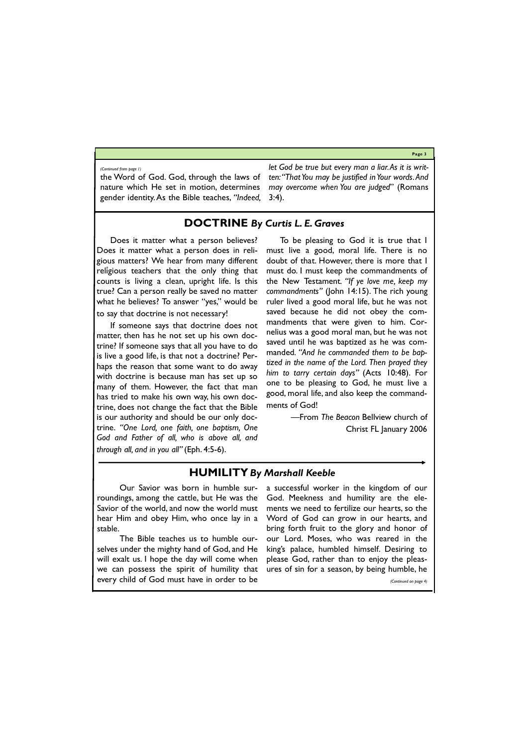*(Continued from page 1)*

the Word of God. God, through the laws of nature which He set in motion, determines gender identity. As the Bible teaches, *"Indeed, let God be true but every man a liar. As it is written: "That You may be justified in Your words. And may overcome when You are judged*" (Romans 3:4).

## DOCTRINE *By Curtis L. E. Graves*

Does it matter what a person believes? Does it matter what a person does in religious matters? We hear from many different religious teachers that the only thing that counts is living a clean, upright life. Is this true? Can a person really be saved no matter what he believes? To answer "yes," would be to say that doctrine is not necessary!

If someone says that doctrine does not matter, then has he not set up his own doctrine? If someone says that all you have to do is live a good life, is that not a doctrine? Perhaps the reason that some want to do away with doctrine is because man has set up so many of them. However, the fact that man has tried to make his own way, his own doctrine, does not change the fact that the Bible is our authority and should be our only doctrine. *"One Lord, one faith, one baptism, One God and Father of all, who is above all, and through all, and in you all"* (Eph. 4:5-6).

To be pleasing to God it is true that I must live a good, moral life. There is no doubt of that. However, there is more that I must do. I must keep the commandments of the New Testament. *"If ye love me, keep my commandments"* (John 14:15). The rich young ruler lived a good moral life, but he was not saved because he did not obey the commandments that were given to him. Cornelius was a good moral man, but he was not saved until he was baptized as he was commanded. *"And he commanded them to be baptized in the name of the Lord. Then prayed they him to tarry certain days"* (Acts 10:48). For one to be pleasing to God, he must live a good, moral life, and also keep the commandments of God!

—From *The Beacon* Bellview church of Christ FL January 2006

## HUMILITY *By Marshall Keeble*

Our Savior was born in humble surroundings, among the cattle, but He was the Savior of the world, and now the world must hear Him and obey Him, who once lay in a stable.

The Bible teaches us to humble ourselves under the mighty hand of God, and He will exalt us. I hope the day will come when we can possess the spirit of humility that every child of God must have in order to be a successful worker in the kingdom of our God. Meekness and humility are the elements we need to fertilize our hearts, so the Word of God can grow in our hearts, and bring forth fruit to the glory and honor of our Lord. Moses, who was reared in the king's palace, humbled himself. Desiring to please God, rather than to enjoy the pleasures of sin for a season, by being humble, he

*(Continued on page 4)*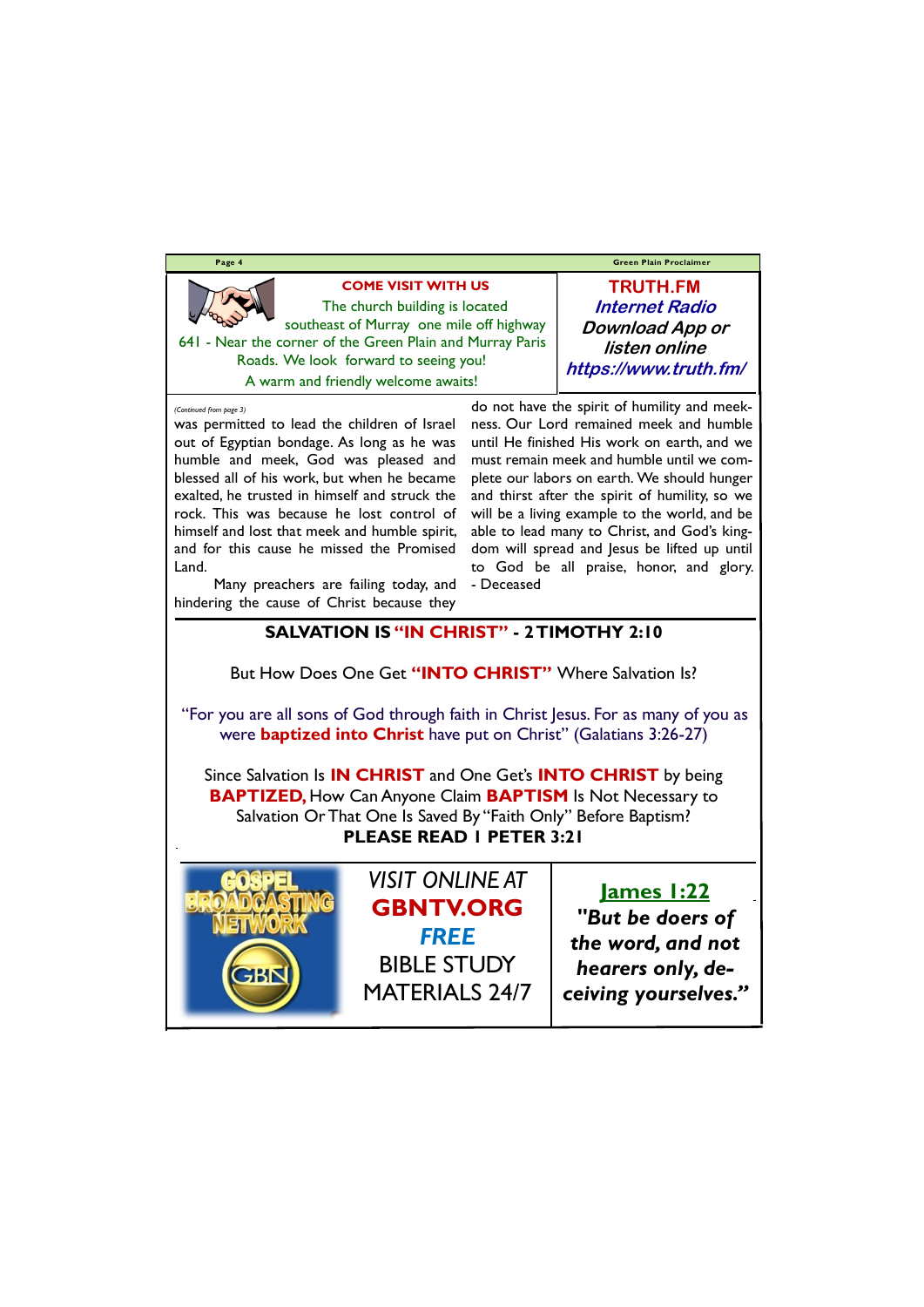**COME VISIT WITH US**

The church building is located southeast of Murray one mile off highway 641 - Near the corner of the Green Plain and Murray Paris Roads. We look forward to seeing you!

A warm and friendly welcome awaits!

**TRUTH.FM**

***Internet Radio***

***Download App or listen online***

***https://www.truth.fm/***

*(Continued from page 3)*

was permitted to lead the children of Israel out of Egyptian bondage. As long as he was humble and meek, God was pleased and blessed all of his work, but when he became exalted, he trusted in himself and struck the rock. This was because he lost control of himself and lost that meek and humble spirit, and for this cause he missed the Promised Land.

Many preachers are failing today, and hindering the cause of Christ because they do not have the spirit of humility and meekness. Our Lord remained meek and humble until He finished His work on earth, and we must remain meek and humble until we complete our labors on earth. We should hunger and thirst after the spirit of humility, so we will be a living example to the world, and be able to lead many to Christ, and God's kingdom will spread and Jesus be lifted up until to God be all praise, honor, and glory. - Deceased

## SALVATION IS "IN CHRIST" - 2 TIMOTHY 2:10

But How Does One Get **"INTO CHRIST"** Where Salvation Is?

"For you are all sons of God through faith in Christ Jesus. For as many of you as were **baptized into Christ** have put on Christ" (Galatians 3:26-27)

Since Salvation Is **IN CHRIST** and One Get's **INTO CHRIST** by being **BAPTIZED,** How Can Anyone Claim **BAPTISM** Is Not Necessary to Salvation Or That One Is Saved By "Faith Only" Before Baptism?

**PLEASE READ 1 PETER 3:21**

GOSPEL BROADCASTING NETWORK

GBN

*VISIT ONLINE AT*

**GBNTV.ORG**

***FREE***

BIBLE STUDY MATERIALS 24/7

**James 1:22**

***"But be doers of the word, and not hearers only, deceiving yourselves."***